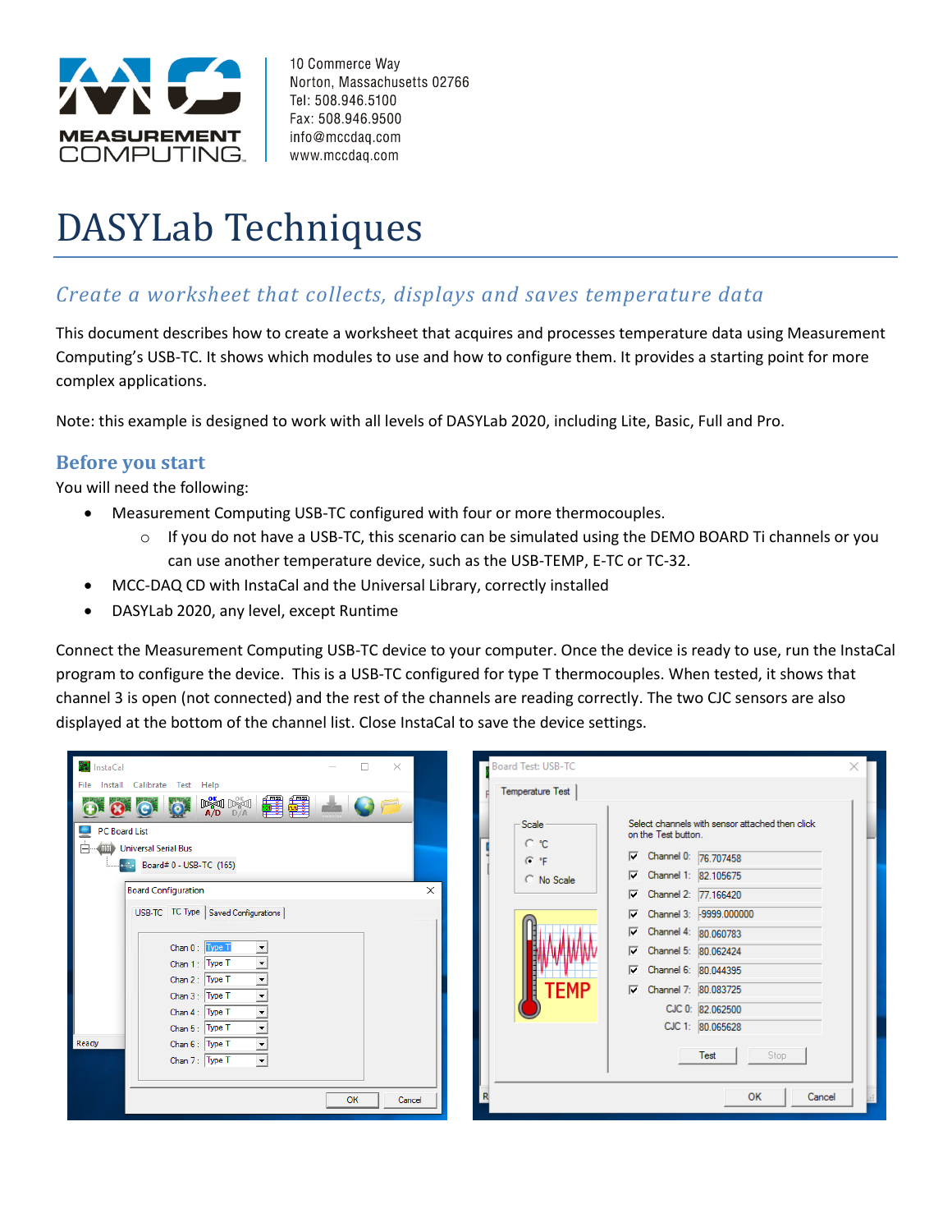10 Commerce Way
Norton, Massachusetts 02766
Tel: 508.946.5100
Fax: 508.946.9500
info@mccdaq.com
www.mccdaq.com

# DASYLab Techniques

## *Create a worksheet that collects, displays and saves temperature data*

This document describes how to create a worksheet that acquires and processes temperature data using Measurement Computing's USB-TC. It shows which modules to use and how to configure them. It provides a starting point for more complex applications.

Note: this example is designed to work with all levels of DASYLab 2020, including Lite, Basic, Full and Pro.

### Before you start

You will need the following:

- Measurement Computing USB-TC configured with four or more thermocouples.
  - If you do not have a USB-TC, this scenario can be simulated using the DEMO BOARD Ti channels or you can use another temperature device, such as the USB-TEMP, E-TC or TC-32.
- MCC-DAQ CD with InstaCal and the Universal Library, correctly installed
- DASYLab 2020, any level, except Runtime

Connect the Measurement Computing USB-TC device to your computer. Once the device is ready to use, run the InstaCal program to configure the device. This is a USB-TC configured for type T thermocouples. When tested, it shows that channel 3 is open (not connected) and the rest of the channels are reading correctly. The two CJC sensors are also displayed at the bottom of the channel list. Close InstaCal to save the device settings.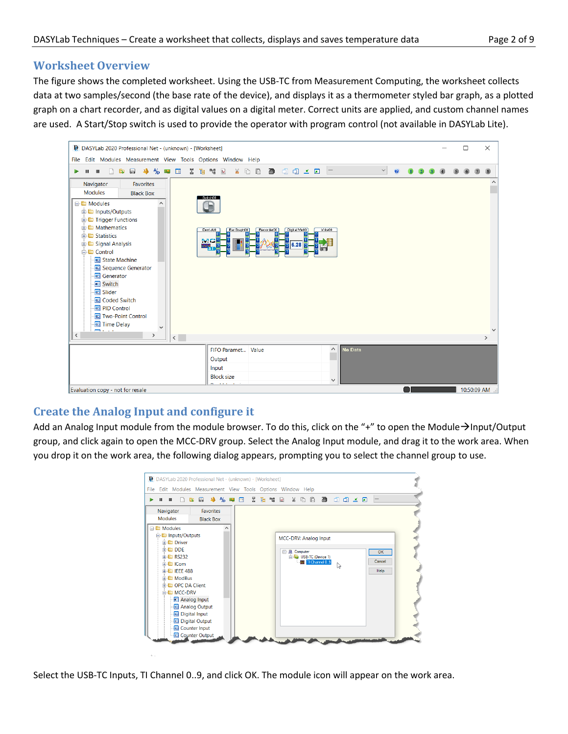## Worksheet Overview

The figure shows the completed worksheet. Using the USB-TC from Measurement Computing, the worksheet collects data at two samples/second (the base rate of the device), and displays it as a thermometer styled bar graph, as a plotted graph on a chart recorder, and as digital values on a digital meter. Correct units are applied, and custom channel names are used. A Start/Stop switch is used to provide the operator with program control (not available in DASYLab Lite).

## Create the Analog Input and configure it

Add an Analog Input module from the module browser. To do this, click on the "+" to open the Module→Input/Output group, and click again to open the MCC-DRV group. Select the Analog Input module, and drag it to the work area. When you drop it on the work area, the following dialog appears, prompting you to select the channel group to use.

Select the USB-TC Inputs, TI Channel 0..9, and click OK. The module icon will appear on the work area.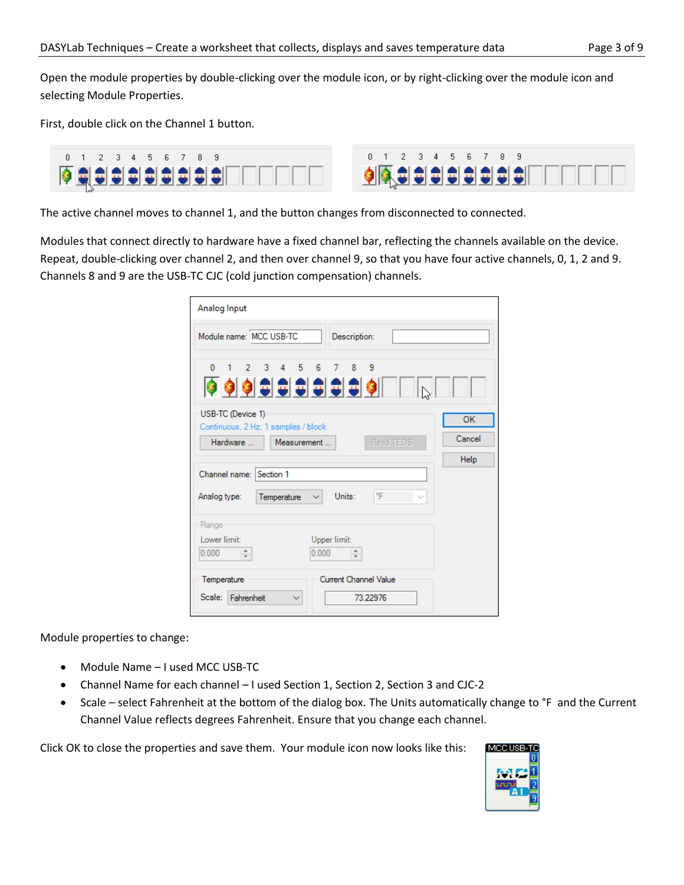Open the module properties by double-clicking over the module icon, or by right-clicking over the module icon and selecting Module Properties.

First, double click on the Channel 1 button.

The active channel moves to channel 1, and the button changes from disconnected to connected.

Modules that connect directly to hardware have a fixed channel bar, reflecting the channels available on the device. Repeat, double-clicking over channel 2, and then over channel 9, so that you have four active channels, 0, 1, 2 and 9. Channels 8 and 9 are the USB-TC CJC (cold junction compensation) channels.

Module properties to change:

- Module Name – I used MCC USB-TC
- Channel Name for each channel – I used Section 1, Section 2, Section 3 and CJC-2
- Scale – select Fahrenheit at the bottom of the dialog box. The Units automatically change to °F and the Current Channel Value reflects degrees Fahrenheit. Ensure that you change each channel.

Click OK to close the properties and save them. Your module icon now looks like this: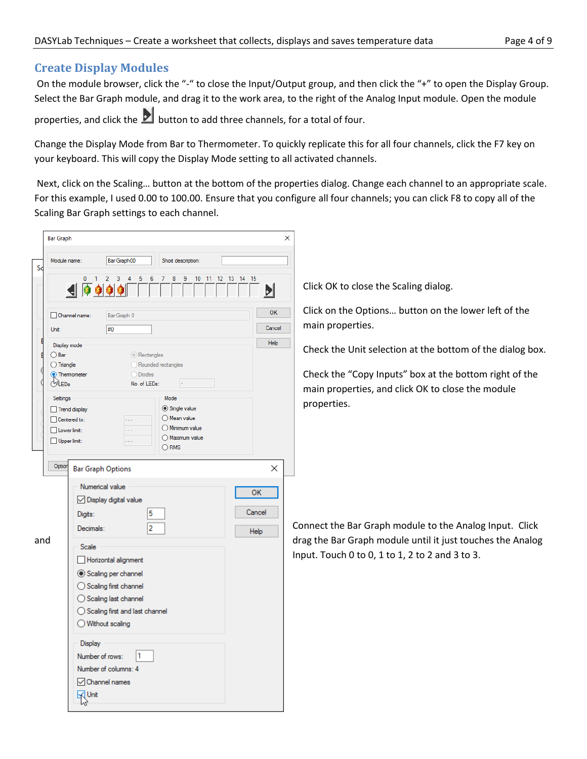## Create Display Modules

On the module browser, click the "-" to close the Input/Output group, and then click the "+" to open the Display Group. Select the Bar Graph module, and drag it to the work area, to the right of the Analog Input module. Open the module properties, and click the button to add three channels, for a total of four.

Change the Display Mode from Bar to Thermometer. To quickly replicate this for all four channels, click the F7 key on your keyboard. This will copy the Display Mode setting to all activated channels.

Next, click on the Scaling… button at the bottom of the properties dialog. Change each channel to an appropriate scale. For this example, I used 0.00 to 100.00. Ensure that you configure all four channels; you can click F8 to copy all of the Scaling Bar Graph settings to each channel.

Click OK to close the Scaling dialog.

Click on the Options… button on the lower left of the main properties.

Check the Unit selection at the bottom of the dialog box.

Check the "Copy Inputs" box at the bottom right of the main properties, and click OK to close the module properties.

and

Connect the Bar Graph module to the Analog Input. Click drag the Bar Graph module until it just touches the Analog Input. Touch 0 to 0, 1 to 1, 2 to 2 and 3 to 3.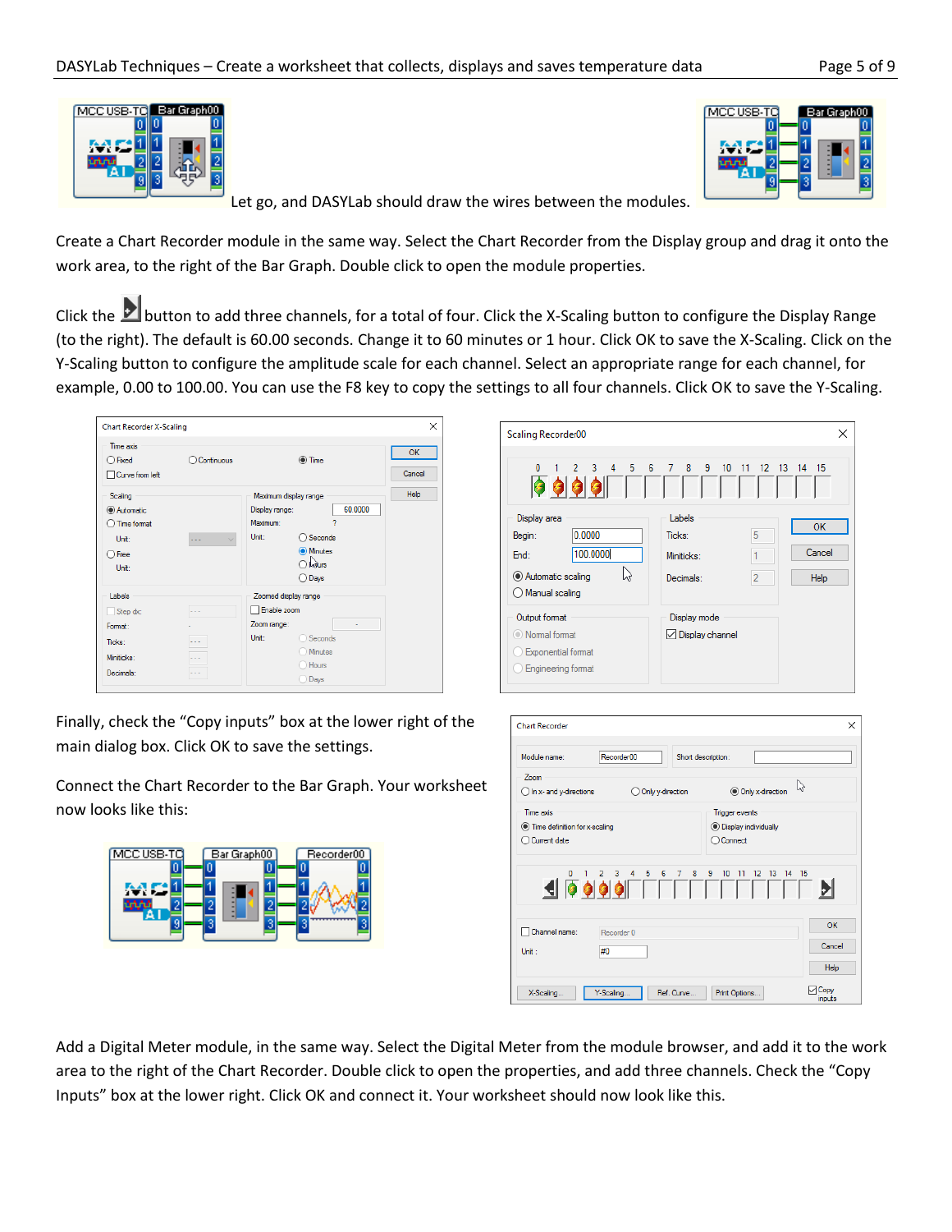Let go, and DASYLab should draw the wires between the modules.

Create a Chart Recorder module in the same way. Select the Chart Recorder from the Display group and drag it onto the work area, to the right of the Bar Graph. Double click to open the module properties.

Click the button to add three channels, for a total of four. Click the X-Scaling button to configure the Display Range (to the right). The default is 60.00 seconds. Change it to 60 minutes or 1 hour. Click OK to save the X-Scaling. Click on the Y-Scaling button to configure the amplitude scale for each channel. Select an appropriate range for each channel, for example, 0.00 to 100.00. You can use the F8 key to copy the settings to all four channels. Click OK to save the Y-Scaling.

Finally, check the "Copy inputs" box at the lower right of the main dialog box. Click OK to save the settings.

Connect the Chart Recorder to the Bar Graph. Your worksheet now looks like this:

Add a Digital Meter module, in the same way. Select the Digital Meter from the module browser, and add it to the work area to the right of the Chart Recorder. Double click to open the properties, and add three channels. Check the "Copy Inputs" box at the lower right. Click OK and connect it. Your worksheet should now look like this.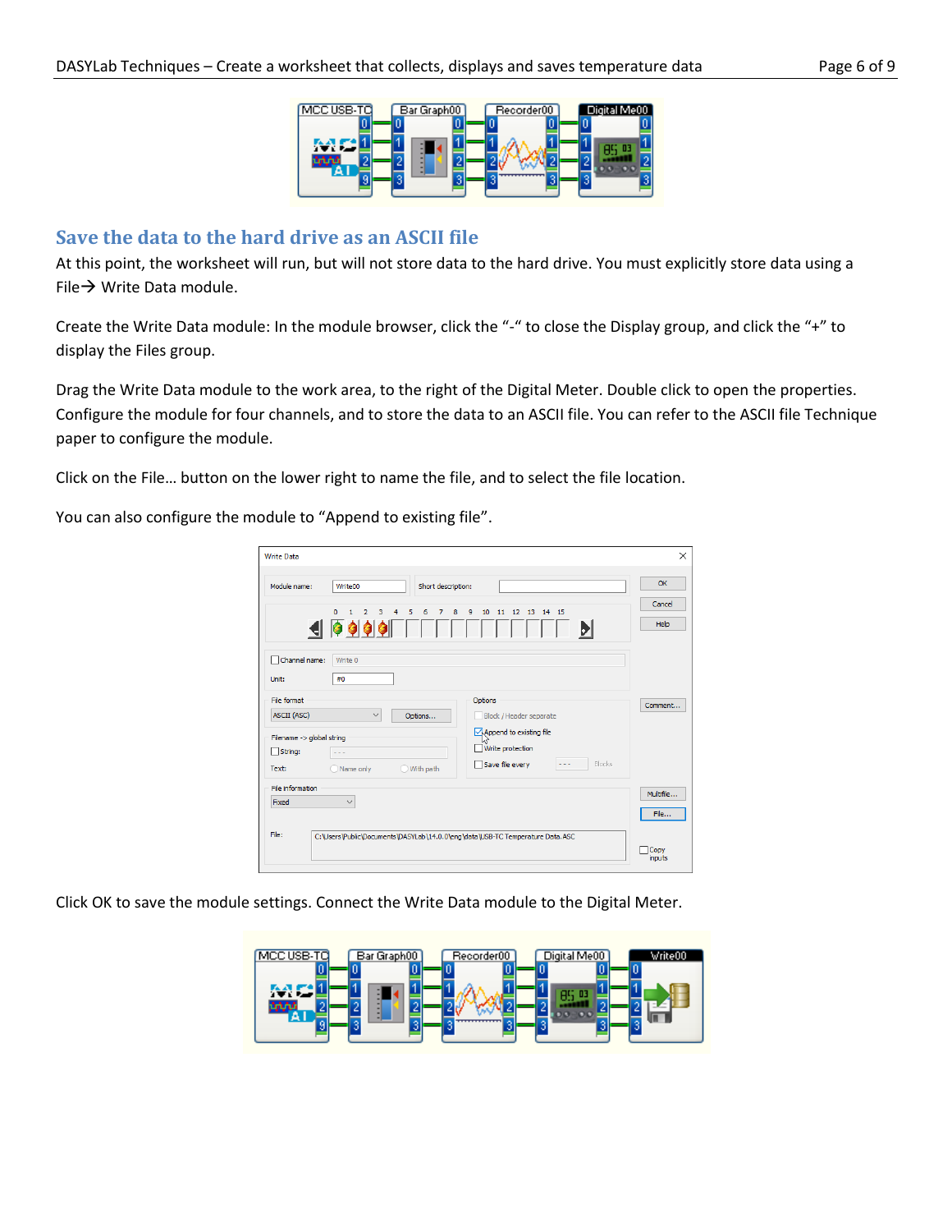## Save the data to the hard drive as an ASCII file

At this point, the worksheet will run, but will not store data to the hard drive. You must explicitly store data using a File→ Write Data module.

Create the Write Data module: In the module browser, click the "-" to close the Display group, and click the "+" to display the Files group.

Drag the Write Data module to the work area, to the right of the Digital Meter. Double click to open the properties. Configure the module for four channels, and to store the data to an ASCII file. You can refer to the ASCII file Technique paper to configure the module.

Click on the File… button on the lower right to name the file, and to select the file location.

You can also configure the module to "Append to existing file".

Click OK to save the module settings. Connect the Write Data module to the Digital Meter.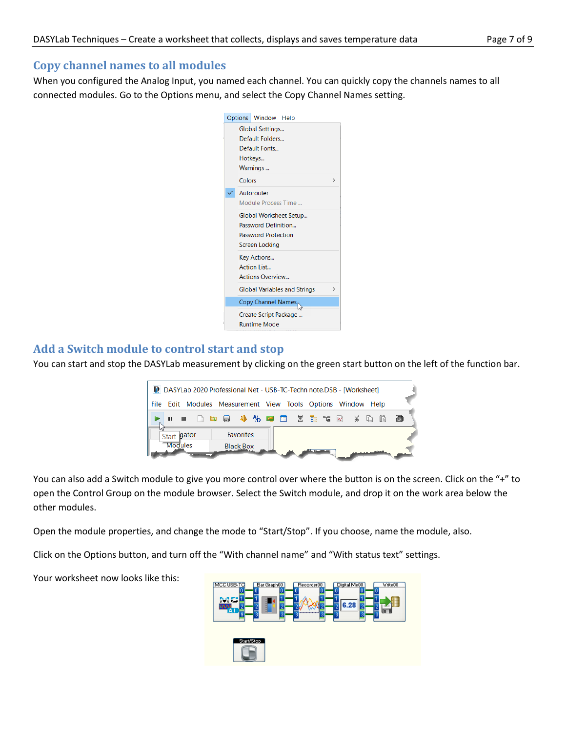## Copy channel names to all modules

When you configured the Analog Input, you named each channel. You can quickly copy the channels names to all connected modules. Go to the Options menu, and select the Copy Channel Names setting.

## Add a Switch module to control start and stop

You can start and stop the DASYLab measurement by clicking on the green start button on the left of the function bar.

You can also add a Switch module to give you more control over where the button is on the screen. Click on the "+" to open the Control Group on the module browser. Select the Switch module, and drop it on the work area below the other modules.

Open the module properties, and change the mode to "Start/Stop". If you choose, name the module, also.

Click on the Options button, and turn off the "With channel name" and "With status text" settings.

Your worksheet now looks like this: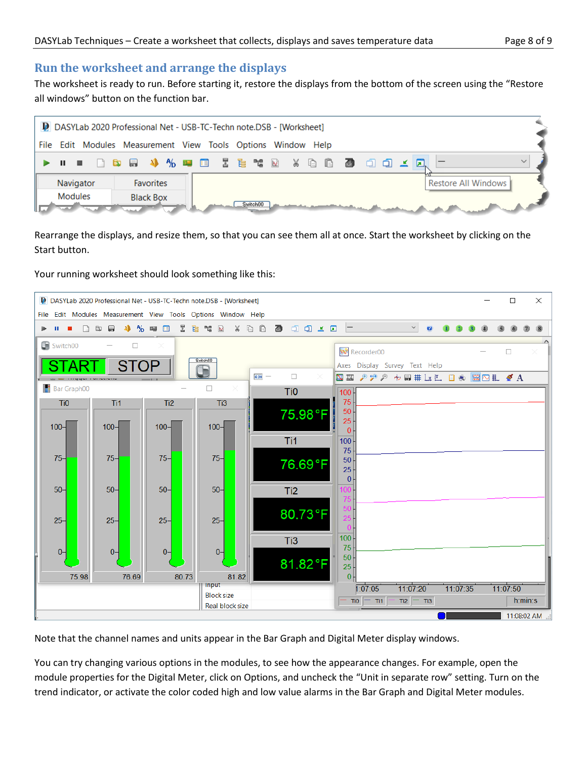## Run the worksheet and arrange the displays

The worksheet is ready to run. Before starting it, restore the displays from the bottom of the screen using the "Restore all windows" button on the function bar.

Rearrange the displays, and resize them, so that you can see them all at once. Start the worksheet by clicking on the Start button.

Your running worksheet should look something like this:

Note that the channel names and units appear in the Bar Graph and Digital Meter display windows.

You can try changing various options in the modules, to see how the appearance changes. For example, open the module properties for the Digital Meter, click on Options, and uncheck the "Unit in separate row" setting. Turn on the trend indicator, or activate the color coded high and low value alarms in the Bar Graph and Digital Meter modules.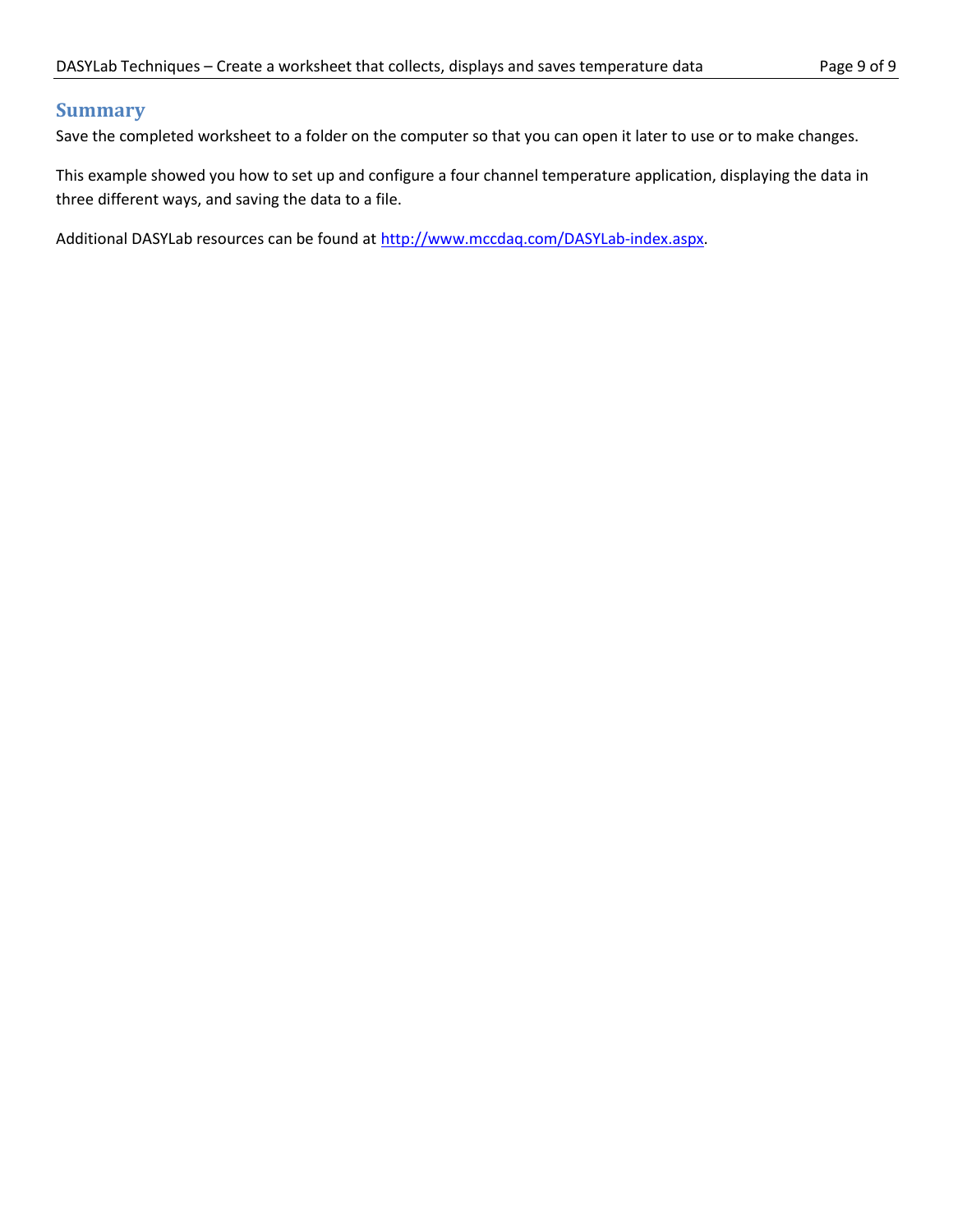## Summary

Save the completed worksheet to a folder on the computer so that you can open it later to use or to make changes.

This example showed you how to set up and configure a four channel temperature application, displaying the data in three different ways, and saving the data to a file.

Additional DASYLab resources can be found at [http://www.mccdaq.com/DASYLab-index.aspx](http://www.mccdaq.com/DASYLab-index.aspx).